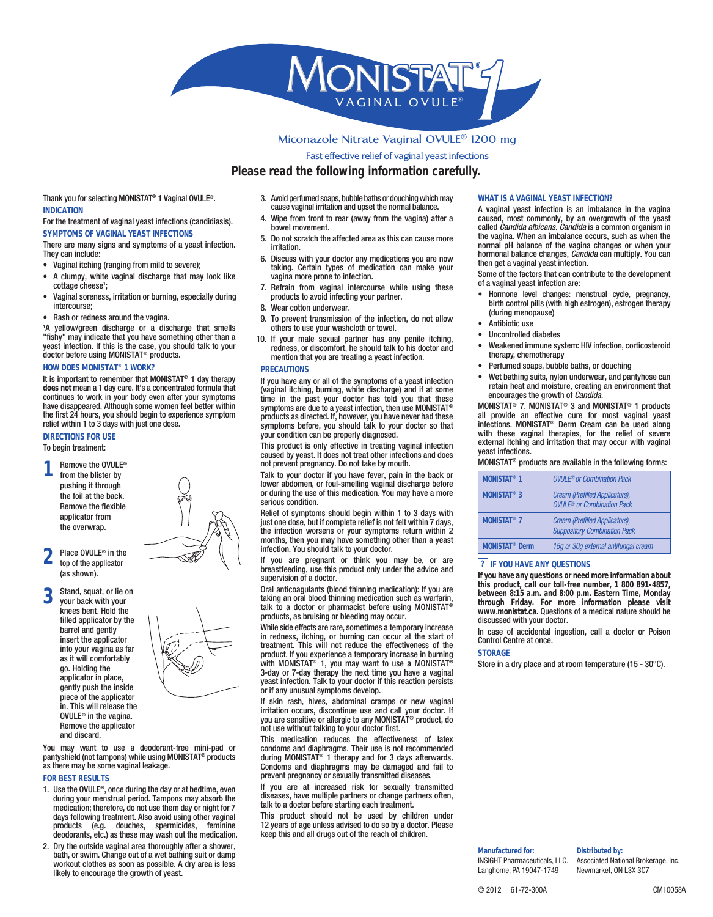# MONISTAT® 1 VAGINAL OVULE®

Miconazole Nitrate Vaginal OVULE® 1200 mg

Fast effective relief of vaginal yeast infections

**Please read the following information carefully.**

Thank you for selecting MONISTAT® 1 Vaginal OVULE®.

## INDICATION

For the treatment of vaginal yeast infections (candidiasis).

## SYMPTOMS OF VAGINAL YEAST INFECTIONS

There are many signs and symptoms of a yeast infection. They can include:

- Vaginal itching (ranging from mild to severe);
- A clumpy, white vaginal discharge that may look like cottage cheese[1];
- Vaginal soreness, irritation or burning, especially during intercourse;
- Rash or redness around the vagina.

[1]A yellow/green discharge or a discharge that smells "fishy" may indicate that you have something other than a yeast infection. If this is the case, you should talk to your doctor before using MONISTAT® products.

## HOW DOES MONISTAT® 1 WORK?

It is important to remember that MONISTAT® 1 day therapy **does not** mean a 1 day cure. It's a concentrated formula that continues to work in your body even after your symptoms have disappeared. Although some women feel better within the first 24 hours, you should begin to experience symptom relief within 1 to 3 days with just one dose.

## DIRECTIONS FOR USE

To begin treatment:

1. Remove the OVULE® from the blister by pushing it through the foil at the back. Remove the flexible applicator from the overwrap.
2. Place OVULE® in the top of the applicator (as shown).
3. Stand, squat, or lie on your back with your knees bent. Hold the filled applicator by the barrel and gently insert the applicator into your vagina as far as it will comfortably go. Holding the applicator in place, gently push the inside piece of the applicator in. This will release the OVULE® in the vagina. Remove the applicator and discard.

You may want to use a deodorant-free mini-pad or pantyshield (not tampons) while using MONISTAT® products as there may be some vaginal leakage.

## FOR BEST RESULTS

1. Use the OVULE®, once during the day or at bedtime, even during your menstrual period. Tampons may absorb the medication; therefore, do not use them day or night for 7 days following treatment. Also avoid using other vaginal products (e.g. douches, spermicides, feminine deodorants, etc.) as these may wash out the medication.
2. Dry the outside vaginal area thoroughly after a shower, bath, or swim. Change out of a wet bathing suit or damp workout clothes as soon as possible. A dry area is less likely to encourage the growth of yeast.
3. Avoid perfumed soaps, bubble baths or douching which may cause vaginal irritation and upset the normal balance.
4. Wipe from front to rear (away from the vagina) after a bowel movement.
5. Do not scratch the affected area as this can cause more irritation.
6. Discuss with your doctor any medications you are now taking. Certain types of medication can make your vagina more prone to infection.
7. Refrain from vaginal intercourse while using these products to avoid infecting your partner.
8. Wear cotton underwear.
9. To prevent transmission of the infection, do not allow others to use your washcloth or towel.
10. If your male sexual partner has any penile itching, redness, or discomfort, he should talk to his doctor and mention that you are treating a yeast infection.

## PRECAUTIONS

If you have any or all of the symptoms of a yeast infection (vaginal itching, burning, white discharge) and if at some time in the past your doctor has told you that these symptoms are due to a yeast infection, then use MONISTAT® products as directed. If, however, you have never had these symptoms before, you should talk to your doctor so that your condition can be properly diagnosed.

This product is only effective in treating vaginal infection caused by yeast. It does not treat other infections and does not prevent pregnancy. Do not take by mouth.

Talk to your doctor if you have fever, pain in the back or lower abdomen, or foul-smelling vaginal discharge before or during the use of this medication. You may have a more serious condition.

Relief of symptoms should begin within 1 to 3 days with just one dose, but if complete relief is not felt within 7 days, the infection worsens or your symptoms return within 2 months, then you may have something other than a yeast infection. You should talk to your doctor.

If you are pregnant or think you may be, or are breastfeeding, use this product only under the advice and supervision of a doctor.

Oral anticoagulants (blood thinning medication): If you are taking an oral blood thinning medication such as warfarin, talk to a doctor or pharmacist before using MONISTAT® products, as bruising or bleeding may occur.

While side effects are rare, sometimes a temporary increase in redness, itching, or burning can occur at the start of treatment. This will not reduce the effectiveness of the product. If you experience a temporary increase in burning with MONISTAT® 1, you may want to use a MONISTAT® 3-day or 7-day therapy the next time you have a vaginal yeast infection. Talk to your doctor if this reaction persists or if any unusual symptoms develop.

If skin rash, hives, abdominal cramps or new vaginal irritation occurs, discontinue use and call your doctor. If you are sensitive or allergic to any MONISTAT® product, do not use without talking to your doctor first.

This medication reduces the effectiveness of latex condoms and diaphragms. Their use is not recommended during MONISTAT® 1 therapy and for 3 days afterwards. Condoms and diaphragms may be damaged and fail to prevent pregnancy or sexually transmitted diseases.

If you are at increased risk for sexually transmitted diseases, have multiple partners or change partners often, talk to a doctor before starting each treatment.

This product should not be used by children under 12 years of age unless advised to do so by a doctor. Please keep this and all drugs out of the reach of children.

## WHAT IS A VAGINAL YEAST INFECTION?

A vaginal yeast infection is an imbalance in the vagina caused, most commonly, by an overgrowth of the yeast called *Candida albicans*. *Candida* is a common organism in the vagina. When an imbalance occurs, such as when the normal pH balance of the vagina changes or when your hormonal balance changes, *Candida* can multiply. You can then get a vaginal yeast infection.

Some of the factors that can contribute to the development of a vaginal yeast infection are:

- Hormone level changes: menstrual cycle, pregnancy, birth control pills (with high estrogen), estrogen therapy (during menopause)
- Antibiotic use
- Uncontrolled diabetes
- Weakened immune system: HIV infection, corticosteroid therapy, chemotherapy
- Perfumed soaps, bubble baths, or douching
- Wet bathing suits, nylon underwear, and pantyhose can retain heat and moisture, creating an environment that encourages the growth of *Candida*.

MONISTAT® 7, MONISTAT® 3 and MONISTAT® 1 products all provide an effective cure for most vaginal yeast infections. MONISTAT® Derm Cream can be used along with these vaginal therapies, for the relief of severe external itching and irritation that may occur with vaginal yeast infections.

MONISTAT® products are available in the following forms:

| Product | Forms |
|---|---|
| **MONISTAT® 1** | *OVULE® or Combination Pack* |
| **MONISTAT® 3** | *Cream (Prefilled Applicators), OVULE® or Combination Pack* |
| **MONISTAT® 7** | *Cream (Prefilled Applicators), Suppository Combination Pack* |
| **MONISTAT® Derm** | *15g or 30g external antifungal cream* |

## IF YOU HAVE ANY QUESTIONS

**If you have any questions or need more information about this product, call our toll-free number, 1 800 891-4857, between 8:15 a.m. and 8:00 p.m. Eastern Time, Monday through Friday. For more information please visit www.monistat.ca.** Questions of a medical nature should be discussed with your doctor.

In case of accidental ingestion, call a doctor or Poison Control Centre at once.

## STORAGE

Store in a dry place and at room temperature (15 - 30°C).

**Manufactured for:**
INSIGHT Pharmaceuticals, LLC.
Langhorne, PA 19047-1749

**Distributed by:**
Associated National Brokerage, Inc.
Newmarket, ON L3X 3C7

© 2012 61-72-300A CM10058A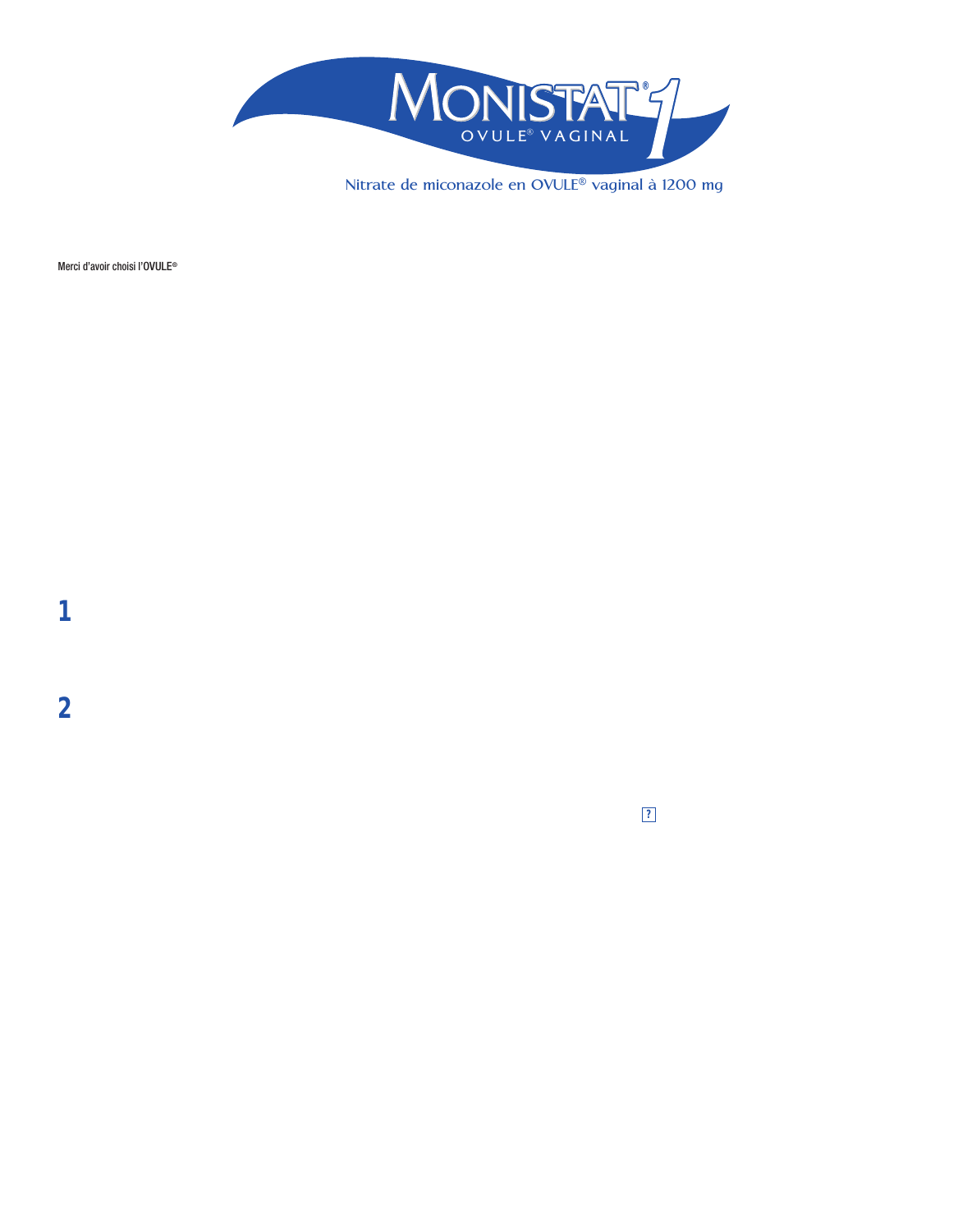# MONISTAT® 1

OVULE® VAGINAL

Nitrate de miconazole en OVULE® vaginal à 1200 mg

Merci d'avoir choisi l'**OVULE®**

**1**

**2**

?